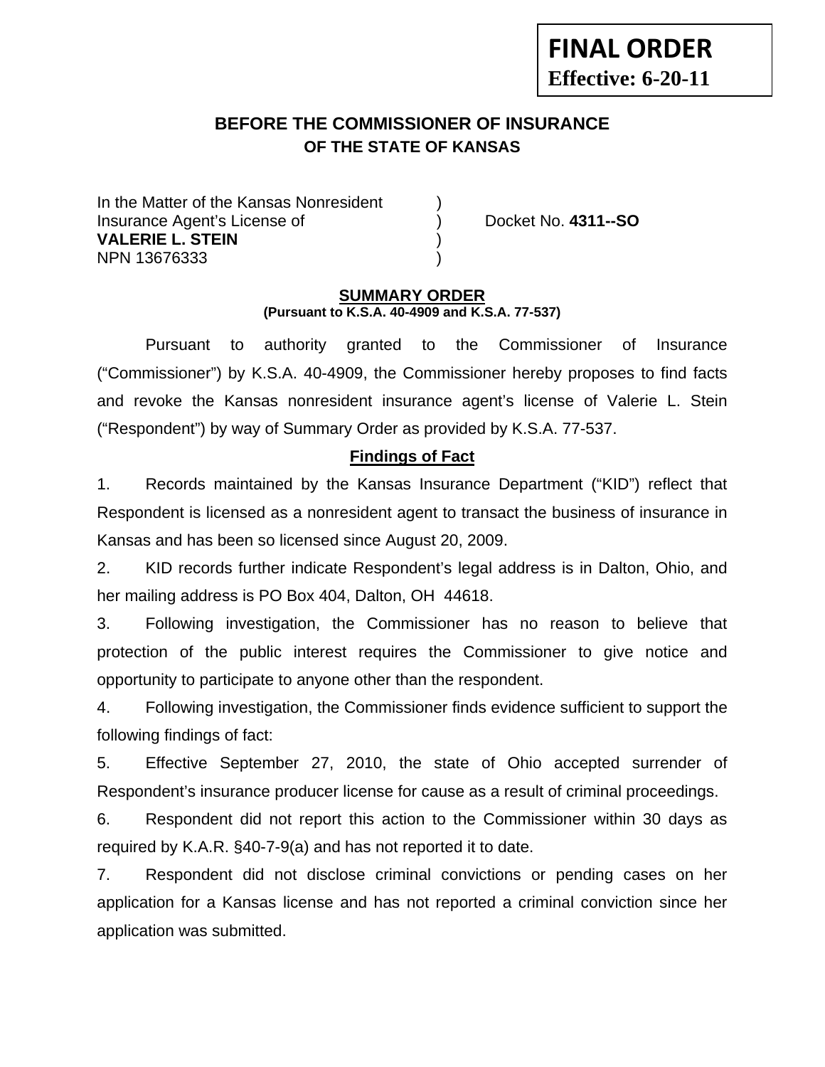**FINAL ORDER**
**Effective: 6-20-11**

## BEFORE THE COMMISSIONER OF INSURANCE
### OF THE STATE OF KANSAS

In the Matter of the Kansas Nonresident )
Insurance Agent's License of ) Docket No. **4311--SO**
**VALERIE L. STEIN** )
NPN 13676333 )

### SUMMARY ORDER
**(Pursuant to K.S.A. 40-4909 and K.S.A. 77-537)**

Pursuant to authority granted to the Commissioner of Insurance ("Commissioner") by K.S.A. 40-4909, the Commissioner hereby proposes to find facts and revoke the Kansas nonresident insurance agent's license of Valerie L. Stein ("Respondent") by way of Summary Order as provided by K.S.A. 77-537.

### Findings of Fact

1. Records maintained by the Kansas Insurance Department ("KID") reflect that Respondent is licensed as a nonresident agent to transact the business of insurance in Kansas and has been so licensed since August 20, 2009.

2. KID records further indicate Respondent's legal address is in Dalton, Ohio, and her mailing address is PO Box 404, Dalton, OH 44618.

3. Following investigation, the Commissioner has no reason to believe that protection of the public interest requires the Commissioner to give notice and opportunity to participate to anyone other than the respondent.

4. Following investigation, the Commissioner finds evidence sufficient to support the following findings of fact:

5. Effective September 27, 2010, the state of Ohio accepted surrender of Respondent's insurance producer license for cause as a result of criminal proceedings.

6. Respondent did not report this action to the Commissioner within 30 days as required by K.A.R. §40-7-9(a) and has not reported it to date.

7. Respondent did not disclose criminal convictions or pending cases on her application for a Kansas license and has not reported a criminal conviction since her application was submitted.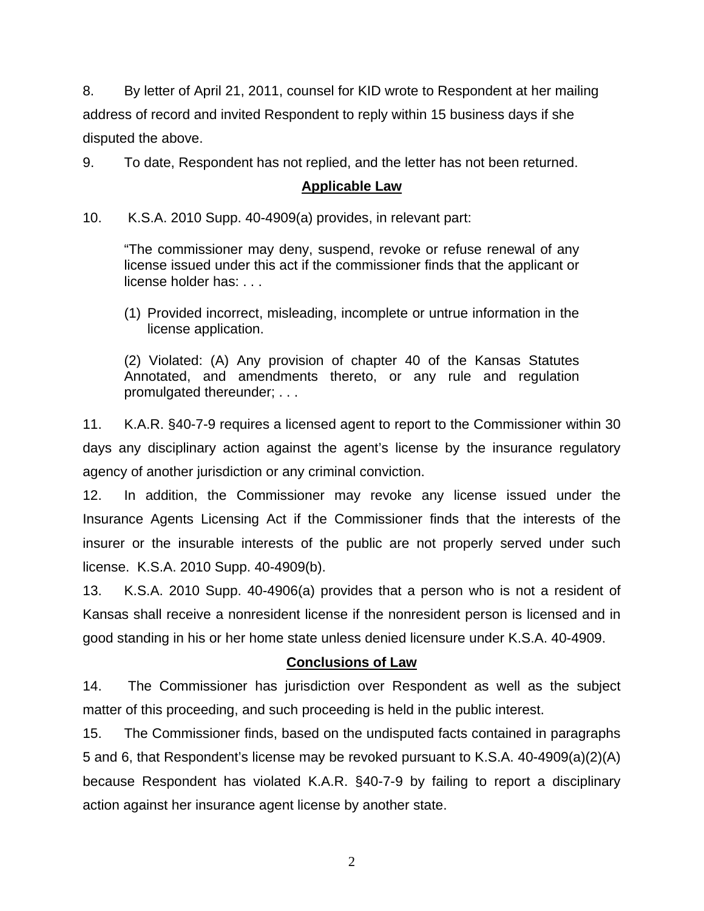8. By letter of April 21, 2011, counsel for KID wrote to Respondent at her mailing address of record and invited Respondent to reply within 15 business days if she disputed the above.

9. To date, Respondent has not replied, and the letter has not been returned.

## Applicable Law

10. K.S.A. 2010 Supp. 40-4909(a) provides, in relevant part:

> "The commissioner may deny, suspend, revoke or refuse renewal of any license issued under this act if the commissioner finds that the applicant or license holder has: . . .
>
> (1) Provided incorrect, misleading, incomplete or untrue information in the license application.
>
> (2) Violated: (A) Any provision of chapter 40 of the Kansas Statutes Annotated, and amendments thereto, or any rule and regulation promulgated thereunder; . . .

11. K.A.R. §40-7-9 requires a licensed agent to report to the Commissioner within 30 days any disciplinary action against the agent's license by the insurance regulatory agency of another jurisdiction or any criminal conviction.

12. In addition, the Commissioner may revoke any license issued under the Insurance Agents Licensing Act if the Commissioner finds that the interests of the insurer or the insurable interests of the public are not properly served under such license. K.S.A. 2010 Supp. 40-4909(b).

13. K.S.A. 2010 Supp. 40-4906(a) provides that a person who is not a resident of Kansas shall receive a nonresident license if the nonresident person is licensed and in good standing in his or her home state unless denied licensure under K.S.A. 40-4909.

## Conclusions of Law

14. The Commissioner has jurisdiction over Respondent as well as the subject matter of this proceeding, and such proceeding is held in the public interest.

15. The Commissioner finds, based on the undisputed facts contained in paragraphs 5 and 6, that Respondent's license may be revoked pursuant to K.S.A. 40-4909(a)(2)(A) because Respondent has violated K.A.R. §40-7-9 by failing to report a disciplinary action against her insurance agent license by another state.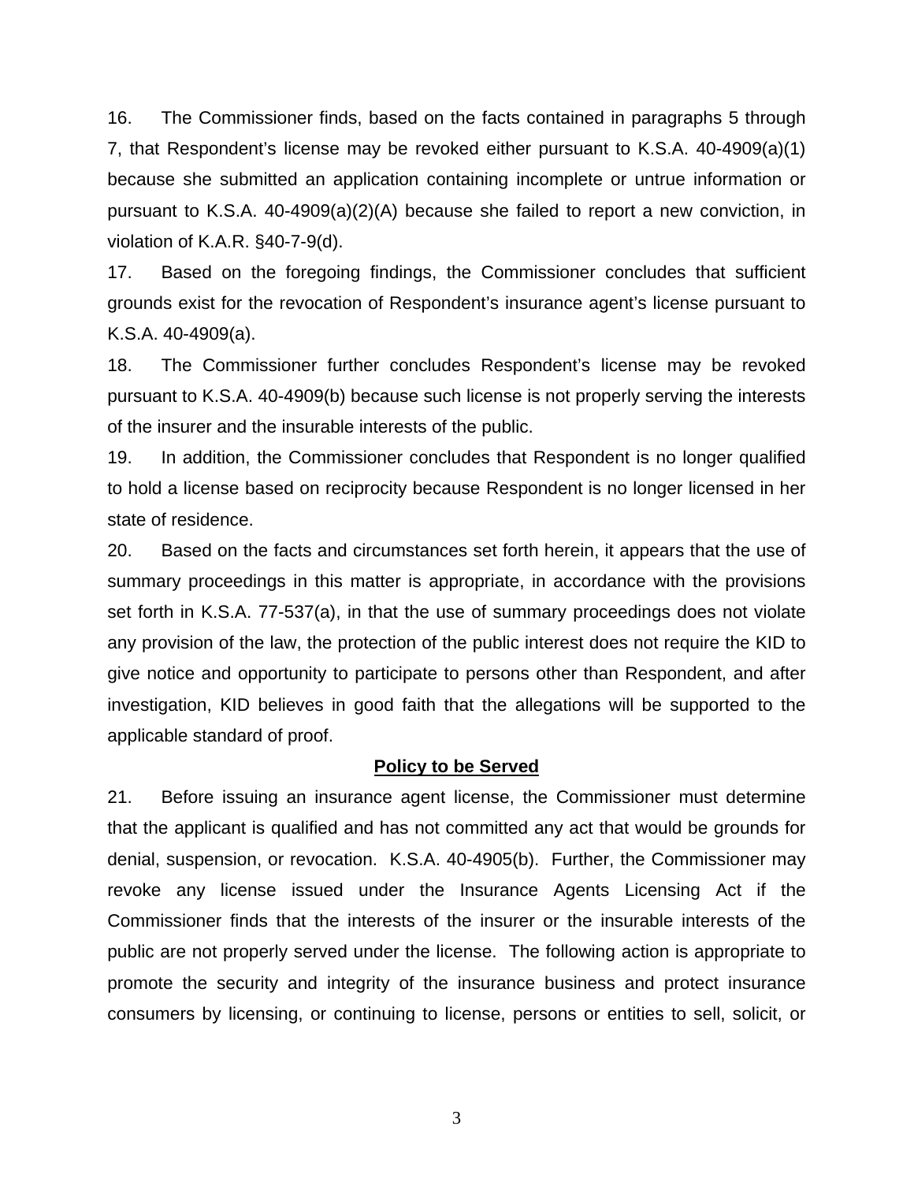16. The Commissioner finds, based on the facts contained in paragraphs 5 through 7, that Respondent's license may be revoked either pursuant to K.S.A. 40-4909(a)(1) because she submitted an application containing incomplete or untrue information or pursuant to K.S.A. 40-4909(a)(2)(A) because she failed to report a new conviction, in violation of K.A.R. §40-7-9(d).

17. Based on the foregoing findings, the Commissioner concludes that sufficient grounds exist for the revocation of Respondent's insurance agent's license pursuant to K.S.A. 40-4909(a).

18. The Commissioner further concludes Respondent's license may be revoked pursuant to K.S.A. 40-4909(b) because such license is not properly serving the interests of the insurer and the insurable interests of the public.

19. In addition, the Commissioner concludes that Respondent is no longer qualified to hold a license based on reciprocity because Respondent is no longer licensed in her state of residence.

20. Based on the facts and circumstances set forth herein, it appears that the use of summary proceedings in this matter is appropriate, in accordance with the provisions set forth in K.S.A. 77-537(a), in that the use of summary proceedings does not violate any provision of the law, the protection of the public interest does not require the KID to give notice and opportunity to participate to persons other than Respondent, and after investigation, KID believes in good faith that the allegations will be supported to the applicable standard of proof.

**Policy to be Served**

21. Before issuing an insurance agent license, the Commissioner must determine that the applicant is qualified and has not committed any act that would be grounds for denial, suspension, or revocation. K.S.A. 40-4905(b). Further, the Commissioner may revoke any license issued under the Insurance Agents Licensing Act if the Commissioner finds that the interests of the insurer or the insurable interests of the public are not properly served under the license. The following action is appropriate to promote the security and integrity of the insurance business and protect insurance consumers by licensing, or continuing to license, persons or entities to sell, solicit, or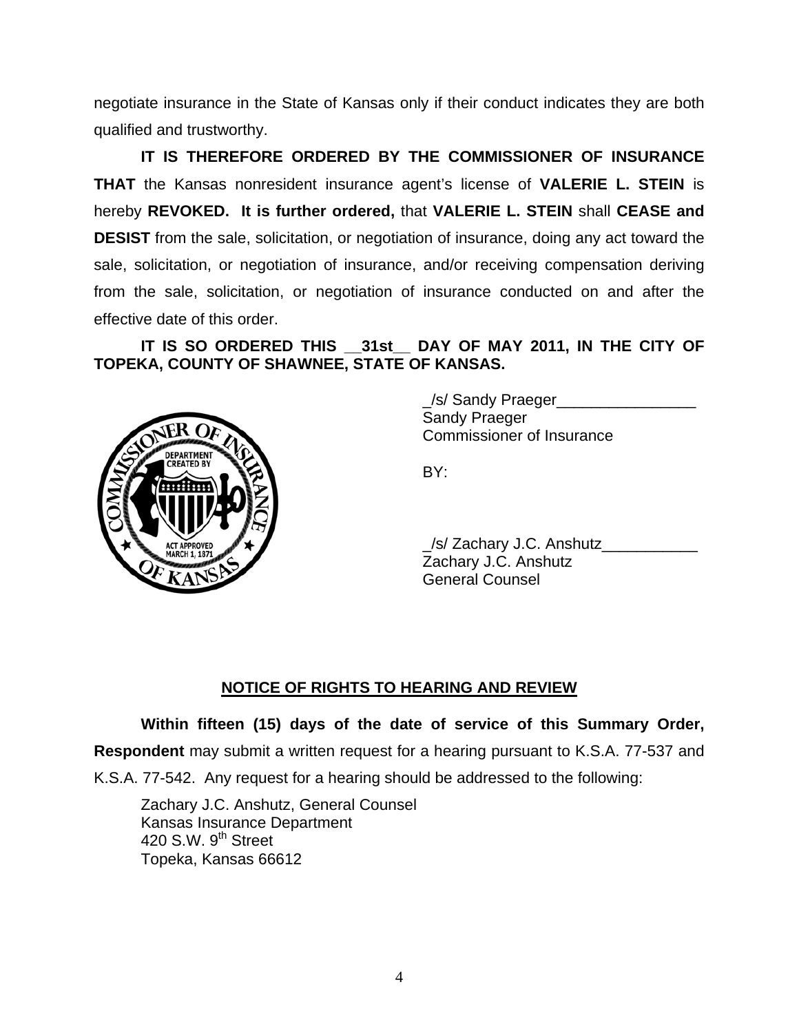negotiate insurance in the State of Kansas only if their conduct indicates they are both qualified and trustworthy.

**IT IS THEREFORE ORDERED BY THE COMMISSIONER OF INSURANCE THAT** the Kansas nonresident insurance agent's license of **VALERIE L. STEIN** is hereby **REVOKED. It is further ordered,** that **VALERIE L. STEIN** shall **CEASE and DESIST** from the sale, solicitation, or negotiation of insurance, doing any act toward the sale, solicitation, or negotiation of insurance, and/or receiving compensation deriving from the sale, solicitation, or negotiation of insurance conducted on and after the effective date of this order.

**IT IS SO ORDERED THIS __31st__ DAY OF MAY 2011, IN THE CITY OF TOPEKA, COUNTY OF SHAWNEE, STATE OF KANSAS.**

_/s/ Sandy Praeger________________
Sandy Praeger
Commissioner of Insurance

BY:

_/s/ Zachary J.C. Anshutz___________
Zachary J.C. Anshutz
General Counsel

## NOTICE OF RIGHTS TO HEARING AND REVIEW

**Within fifteen (15) days of the date of service of this Summary Order, Respondent** may submit a written request for a hearing pursuant to K.S.A. 77-537 and K.S.A. 77-542. Any request for a hearing should be addressed to the following:

Zachary J.C. Anshutz, General Counsel
Kansas Insurance Department
420 S.W. 9th Street
Topeka, Kansas 66612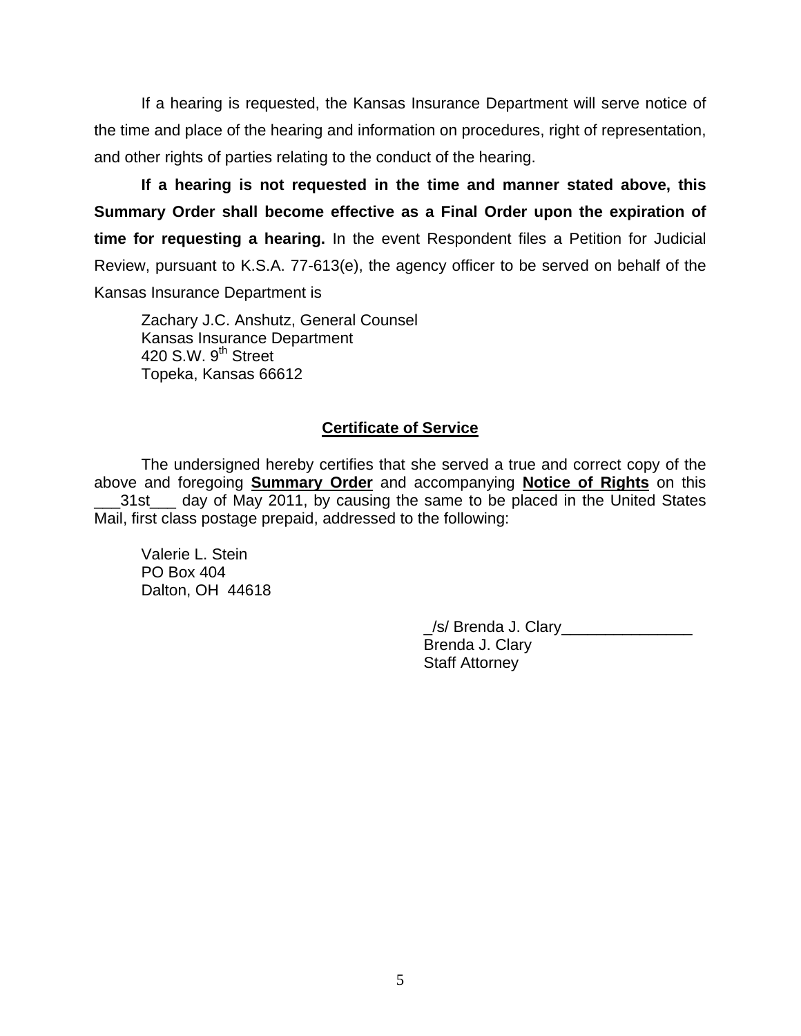If a hearing is requested, the Kansas Insurance Department will serve notice of the time and place of the hearing and information on procedures, right of representation, and other rights of parties relating to the conduct of the hearing.

**If a hearing is not requested in the time and manner stated above, this Summary Order shall become effective as a Final Order upon the expiration of time for requesting a hearing.** In the event Respondent files a Petition for Judicial Review, pursuant to K.S.A. 77-613(e), the agency officer to be served on behalf of the Kansas Insurance Department is

Zachary J.C. Anshutz, General Counsel
Kansas Insurance Department
420 S.W. 9th Street
Topeka, Kansas 66612

## Certificate of Service

The undersigned hereby certifies that she served a true and correct copy of the above and foregoing **Summary Order** and accompanying **Notice of Rights** on this ___31st___ day of May 2011, by causing the same to be placed in the United States Mail, first class postage prepaid, addressed to the following:

Valerie L. Stein
PO Box 404
Dalton, OH 44618

_/s/ Brenda J. Clary_______________
Brenda J. Clary
Staff Attorney